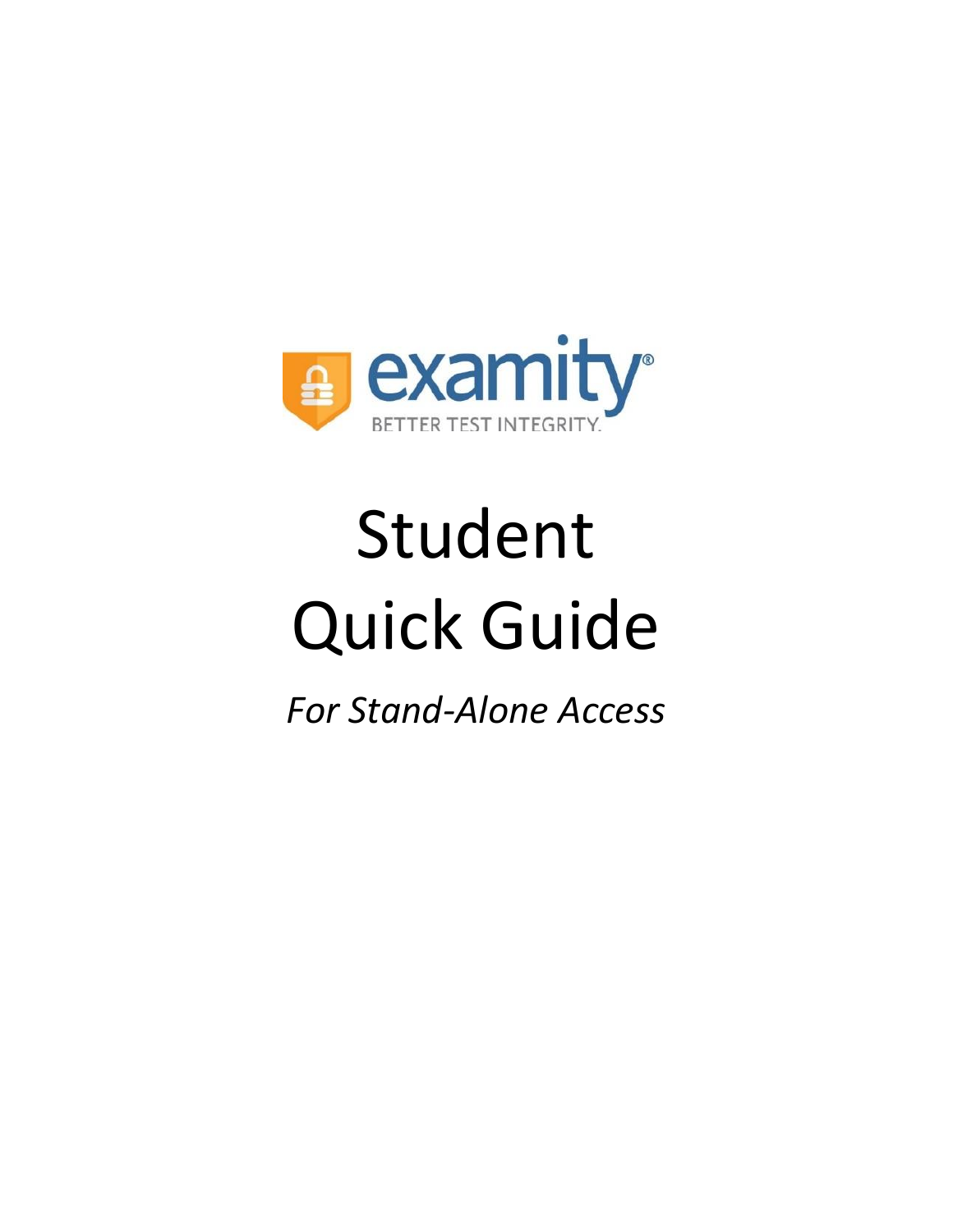examity®

BETTER TEST INTEGRITY.

# Student Quick Guide

*For Stand-Alone Access*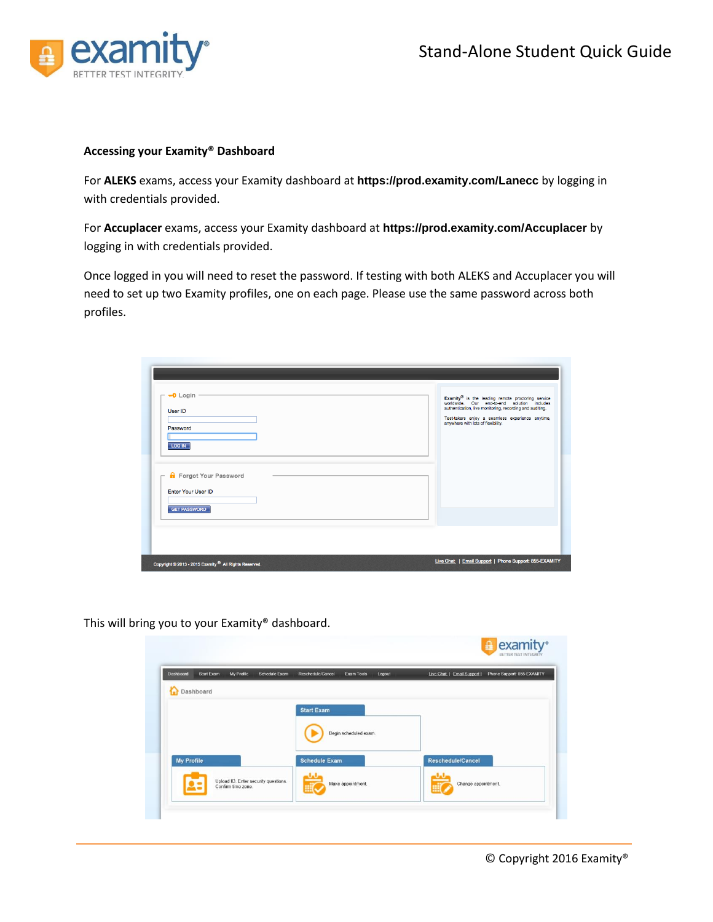**Accessing your Examity® Dashboard**

For **ALEKS** exams, access your Examity dashboard at **https://prod.examity.com/Lanecc** by logging in with credentials provided.

For **Accuplacer** exams, access your Examity dashboard at **https://prod.examity.com/Accuplacer** by logging in with credentials provided.

Once logged in you will need to reset the password. If testing with both ALEKS and Accuplacer you will need to set up two Examity profiles, one on each page. Please use the same password across both profiles.

This will bring you to your Examity® dashboard.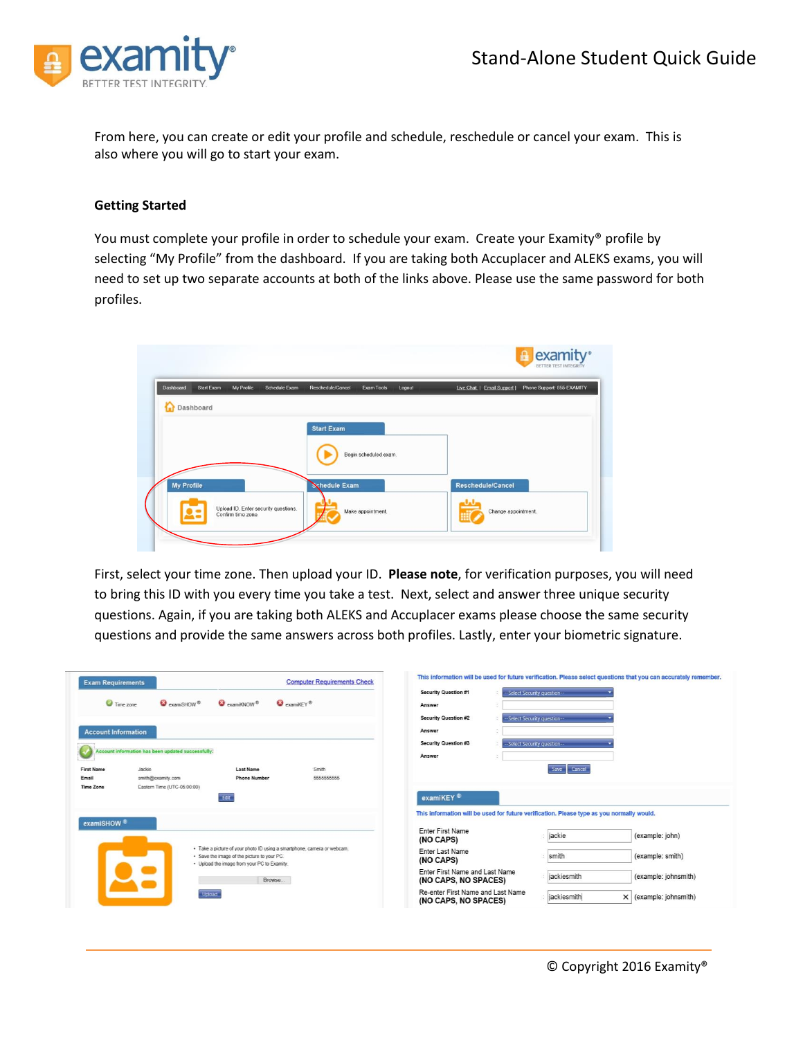From here, you can create or edit your profile and schedule, reschedule or cancel your exam. This is also where you will go to start your exam.

**Getting Started**

You must complete your profile in order to schedule your exam. Create your Examity® profile by selecting "My Profile" from the dashboard. If you are taking both Accuplacer and ALEKS exams, you will need to set up two separate accounts at both of the links above. Please use the same password for both profiles.

First, select your time zone. Then upload your ID. **Please note**, for verification purposes, you will need to bring this ID with you every time you take a test. Next, select and answer three unique security questions. Again, if you are taking both ALEKS and Accuplacer exams please choose the same security questions and provide the same answers across both profiles. Lastly, enter your biometric signature.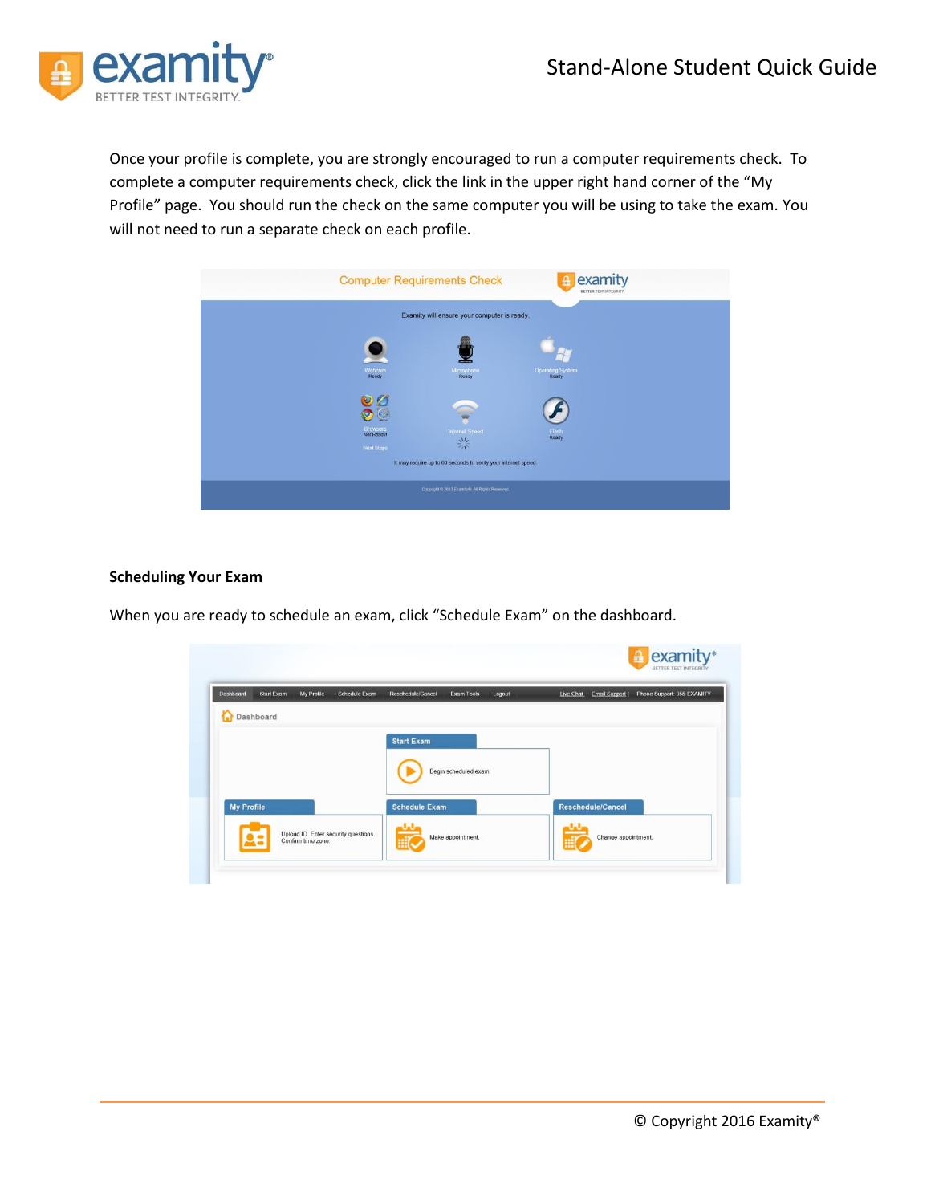Once your profile is complete, you are strongly encouraged to run a computer requirements check. To complete a computer requirements check, click the link in the upper right hand corner of the "My Profile" page. You should run the check on the same computer you will be using to take the exam. You will not need to run a separate check on each profile.

**Scheduling Your Exam**

When you are ready to schedule an exam, click "Schedule Exam" on the dashboard.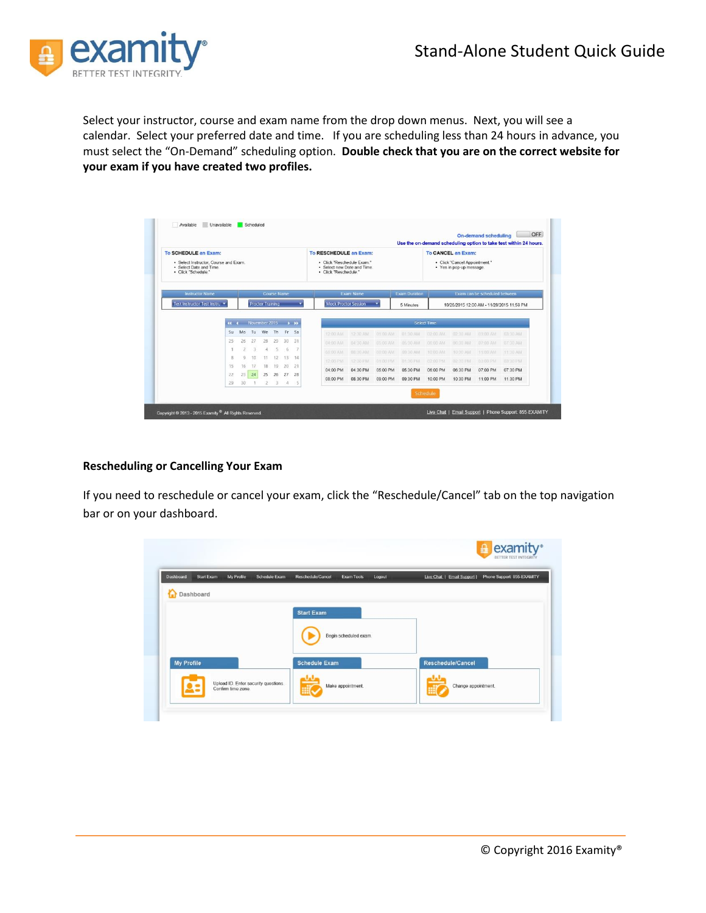Select your instructor, course and exam name from the drop down menus. Next, you will see a calendar. Select your preferred date and time. If you are scheduling less than 24 hours in advance, you must select the "On-Demand" scheduling option. **Double check that you are on the correct website for your exam if you have created two profiles.**

## Rescheduling or Cancelling Your Exam

If you need to reschedule or cancel your exam, click the "Reschedule/Cancel" tab on the top navigation bar or on your dashboard.

© Copyright 2016 Examity®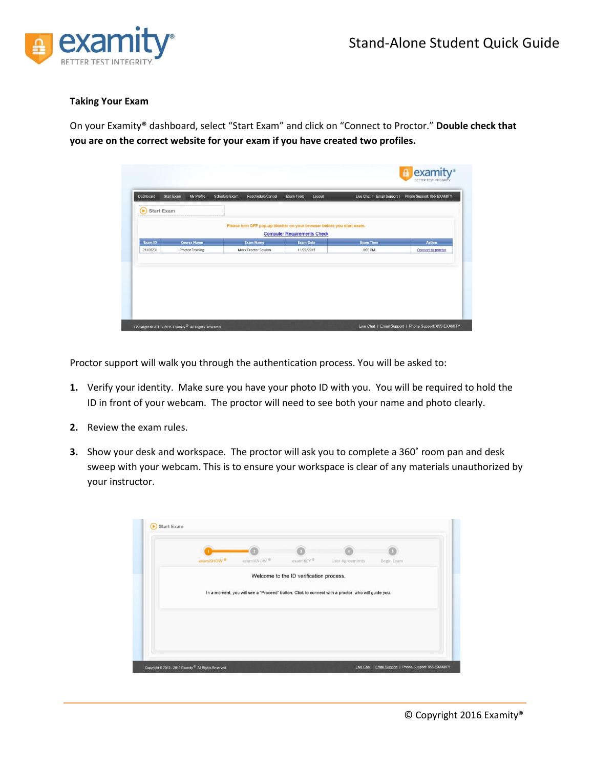### Taking Your Exam

On your Examity® dashboard, select "Start Exam" and click on "Connect to Proctor." **Double check that you are on the correct website for your exam if you have created two profiles.**

Proctor support will walk you through the authentication process. You will be asked to:

1. Verify your identity. Make sure you have your photo ID with you. You will be required to hold the ID in front of your webcam. The proctor will need to see both your name and photo clearly.
2. Review the exam rules.
3. Show your desk and workspace. The proctor will ask you to complete a 360˚ room pan and desk sweep with your webcam. This is to ensure your workspace is clear of any materials unauthorized by your instructor.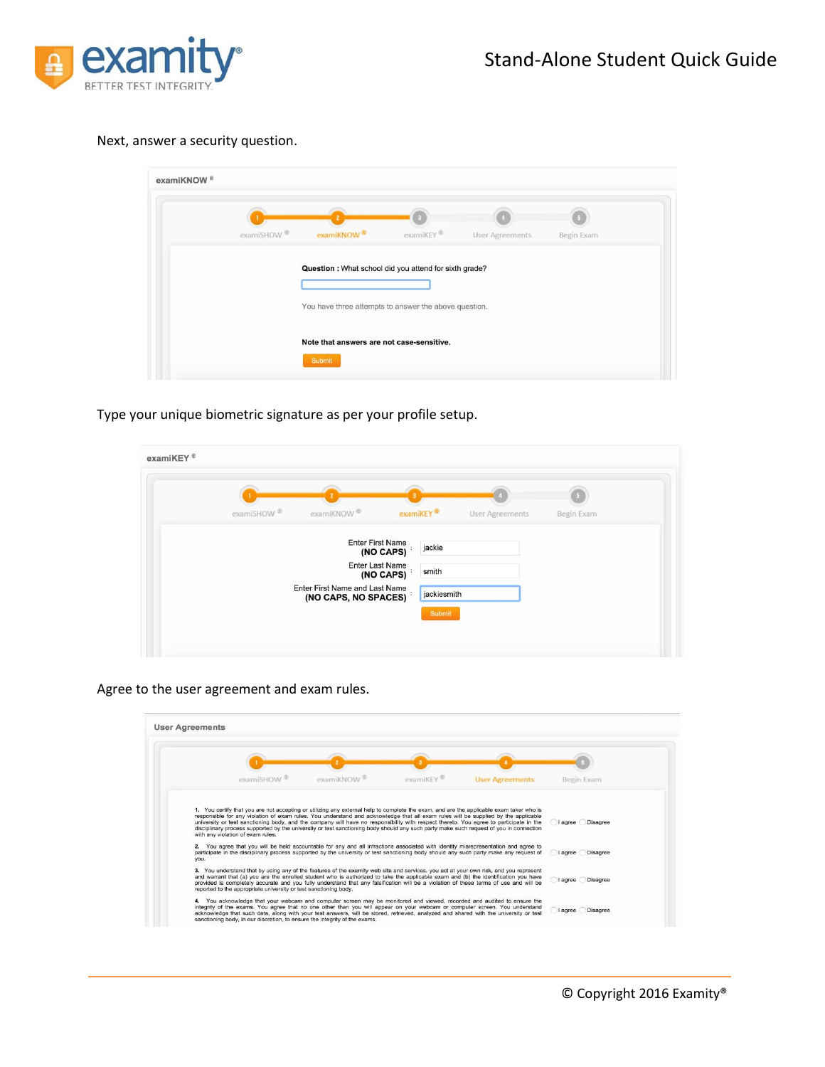Next, answer a security question.

examiKNOW®

examiSHOW® | examiKNOW® | examiKEY® | User Agreements | Begin Exam

**Question :** What school did you attend for sixth grade?

You have three attempts to answer the above question.

**Note that answers are not case-sensitive.**

Submit

Type your unique biometric signature as per your profile setup.

examiKEY®

examiSHOW® | examiKNOW® | examiKEY® | User Agreements | Begin Exam

Enter First Name **(NO CAPS)** : jackie

Enter Last Name **(NO CAPS)** : smith

Enter First Name and Last Name **(NO CAPS, NO SPACES)** : jackiesmith

Submit

Agree to the user agreement and exam rules.

**User Agreements**

examiSHOW® | examiKNOW® | examiKEY® | User Agreements | Begin Exam

1. You certify that you are not accepting or utilizing any external help to complete the exam, and are the applicable exam taker who is responsible for any violation of exam rules. You understand and acknowledge that all exam rules will be supplied by the applicable university or test sanctioning body, and the company will have no responsibility with respect thereto. You agree to participate in the disciplinary process supported by the university or test sanctioning body should any such party make such request of you in connection with any violation of exam rules. ○ I agree ○ Disagree

2. You agree that you will be held accountable for any and all infractions associated with identity misrepresentation and agree to participate in the disciplinary process supported by the university or test sanctioning body should any such party make any request of you. ○ I agree ○ Disagree

3. You understand that by using any of the features of the examity web site and services, you act at your own risk, and you represent and warrant that (a) you are the enrolled student who is authorized to take the applicable exam and (b) the identification you have provided is completely accurate and you fully understand that any falsification will be a violation of these terms of use and will be reported to the appropriate university or test sanctioning body. ○ I agree ○ Disagree

4. You acknowledge that your webcam and computer screen may be monitored and viewed, recorded and audited to ensure the integrity of the exams. You agree that no one other than you will appear on your webcam or computer screen. You understand and acknowledge that such data, along with your test answers, will be stored, retrieved, analyzed and shared with the university or test sanctioning body, in our discretion, to ensure the integrity of the exams. ○ I agree ○ Disagree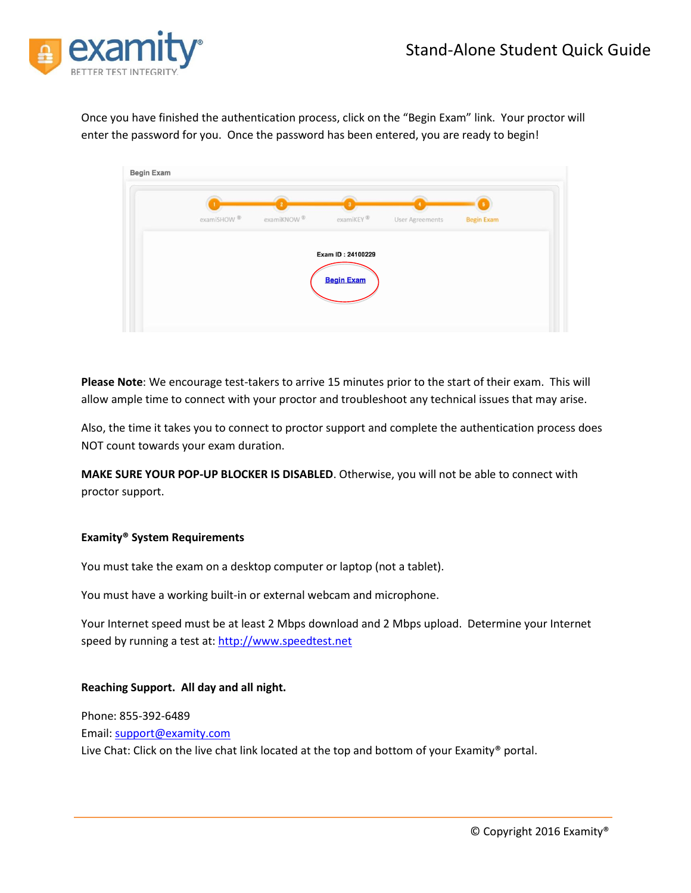Once you have finished the authentication process, click on the "Begin Exam" link. Your proctor will enter the password for you. Once the password has been entered, you are ready to begin!

**Please Note**: We encourage test-takers to arrive 15 minutes prior to the start of their exam. This will allow ample time to connect with your proctor and troubleshoot any technical issues that may arise.

Also, the time it takes you to connect to proctor support and complete the authentication process does NOT count towards your exam duration.

**MAKE SURE YOUR POP-UP BLOCKER IS DISABLED**. Otherwise, you will not be able to connect with proctor support.

**Examity® System Requirements**

You must take the exam on a desktop computer or laptop (not a tablet).

You must have a working built-in or external webcam and microphone.

Your Internet speed must be at least 2 Mbps download and 2 Mbps upload. Determine your Internet speed by running a test at: [http://www.speedtest.net](http://www.speedtest.net)

**Reaching Support. All day and all night.**

Phone: 855-392-6489
Email: [support@examity.com](mailto:support@examity.com)
Live Chat: Click on the live chat link located at the top and bottom of your Examity® portal.

© Copyright 2016 Examity®